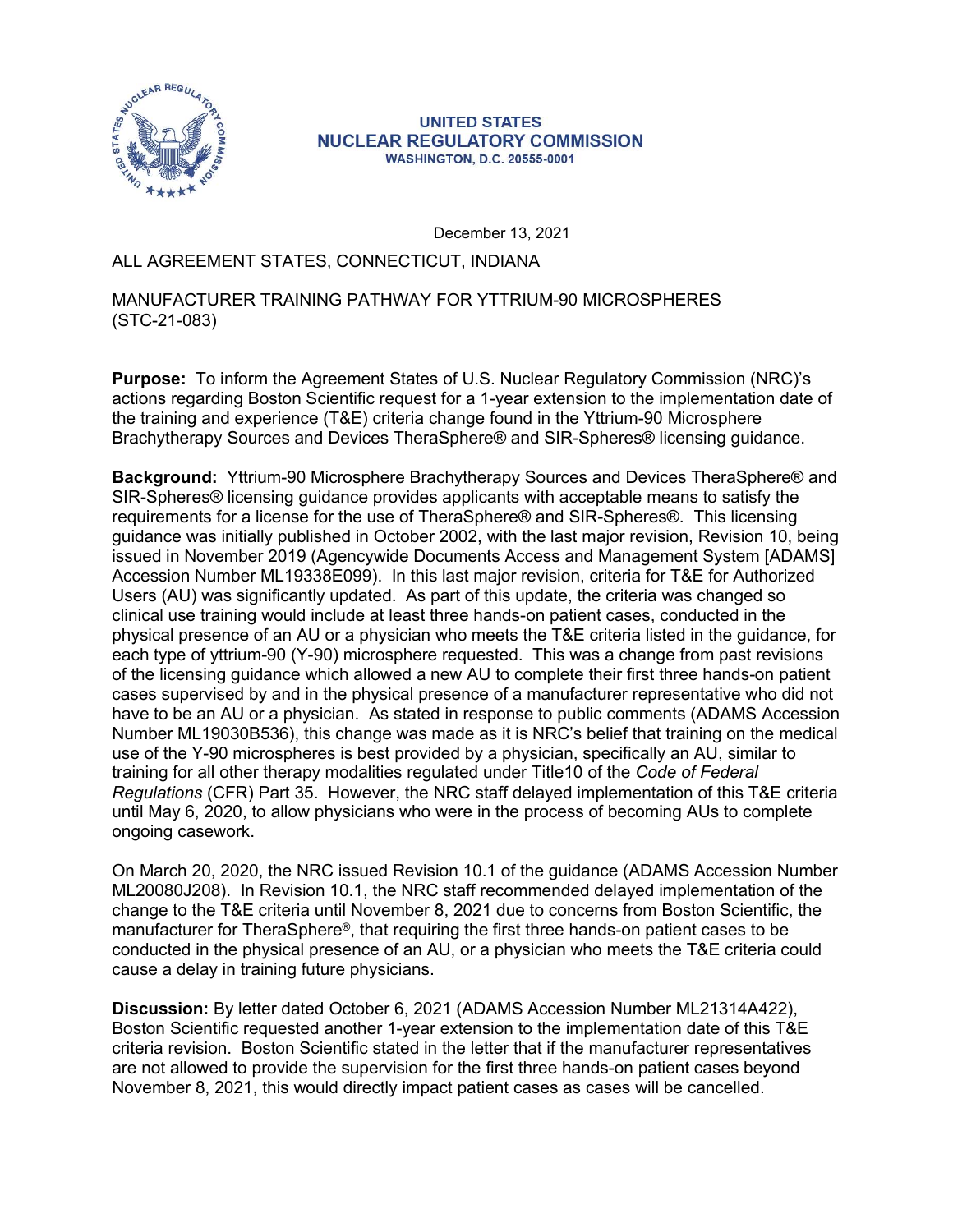**UNITED STATES**
**NUCLEAR REGULATORY COMMISSION**
**WASHINGTON, D.C. 20555-0001**

December 13, 2021

ALL AGREEMENT STATES, CONNECTICUT, INDIANA

MANUFACTURER TRAINING PATHWAY FOR YTTRIUM-90 MICROSPHERES (STC-21-083)

**Purpose:** To inform the Agreement States of U.S. Nuclear Regulatory Commission (NRC)'s actions regarding Boston Scientific request for a 1-year extension to the implementation date of the training and experience (T&E) criteria change found in the Yttrium-90 Microsphere Brachytherapy Sources and Devices TheraSphere® and SIR-Spheres® licensing guidance.

**Background:** Yttrium-90 Microsphere Brachytherapy Sources and Devices TheraSphere® and SIR-Spheres® licensing guidance provides applicants with acceptable means to satisfy the requirements for a license for the use of TheraSphere® and SIR-Spheres®. This licensing guidance was initially published in October 2002, with the last major revision, Revision 10, being issued in November 2019 (Agencywide Documents Access and Management System [ADAMS] Accession Number ML19338E099). In this last major revision, criteria for T&E for Authorized Users (AU) was significantly updated. As part of this update, the criteria was changed so clinical use training would include at least three hands-on patient cases, conducted in the physical presence of an AU or a physician who meets the T&E criteria listed in the guidance, for each type of yttrium-90 (Y-90) microsphere requested. This was a change from past revisions of the licensing guidance which allowed a new AU to complete their first three hands-on patient cases supervised by and in the physical presence of a manufacturer representative who did not have to be an AU or a physician. As stated in response to public comments (ADAMS Accession Number ML19030B536), this change was made as it is NRC's belief that training on the medical use of the Y-90 microspheres is best provided by a physician, specifically an AU, similar to training for all other therapy modalities regulated under Title10 of the *Code of Federal Regulations* (CFR) Part 35. However, the NRC staff delayed implementation of this T&E criteria until May 6, 2020, to allow physicians who were in the process of becoming AUs to complete ongoing casework.

On March 20, 2020, the NRC issued Revision 10.1 of the guidance (ADAMS Accession Number ML20080J208). In Revision 10.1, the NRC staff recommended delayed implementation of the change to the T&E criteria until November 8, 2021 due to concerns from Boston Scientific, the manufacturer for TheraSphere®, that requiring the first three hands-on patient cases to be conducted in the physical presence of an AU, or a physician who meets the T&E criteria could cause a delay in training future physicians.

**Discussion:** By letter dated October 6, 2021 (ADAMS Accession Number ML21314A422), Boston Scientific requested another 1-year extension to the implementation date of this T&E criteria revision. Boston Scientific stated in the letter that if the manufacturer representatives are not allowed to provide the supervision for the first three hands-on patient cases beyond November 8, 2021, this would directly impact patient cases as cases will be cancelled.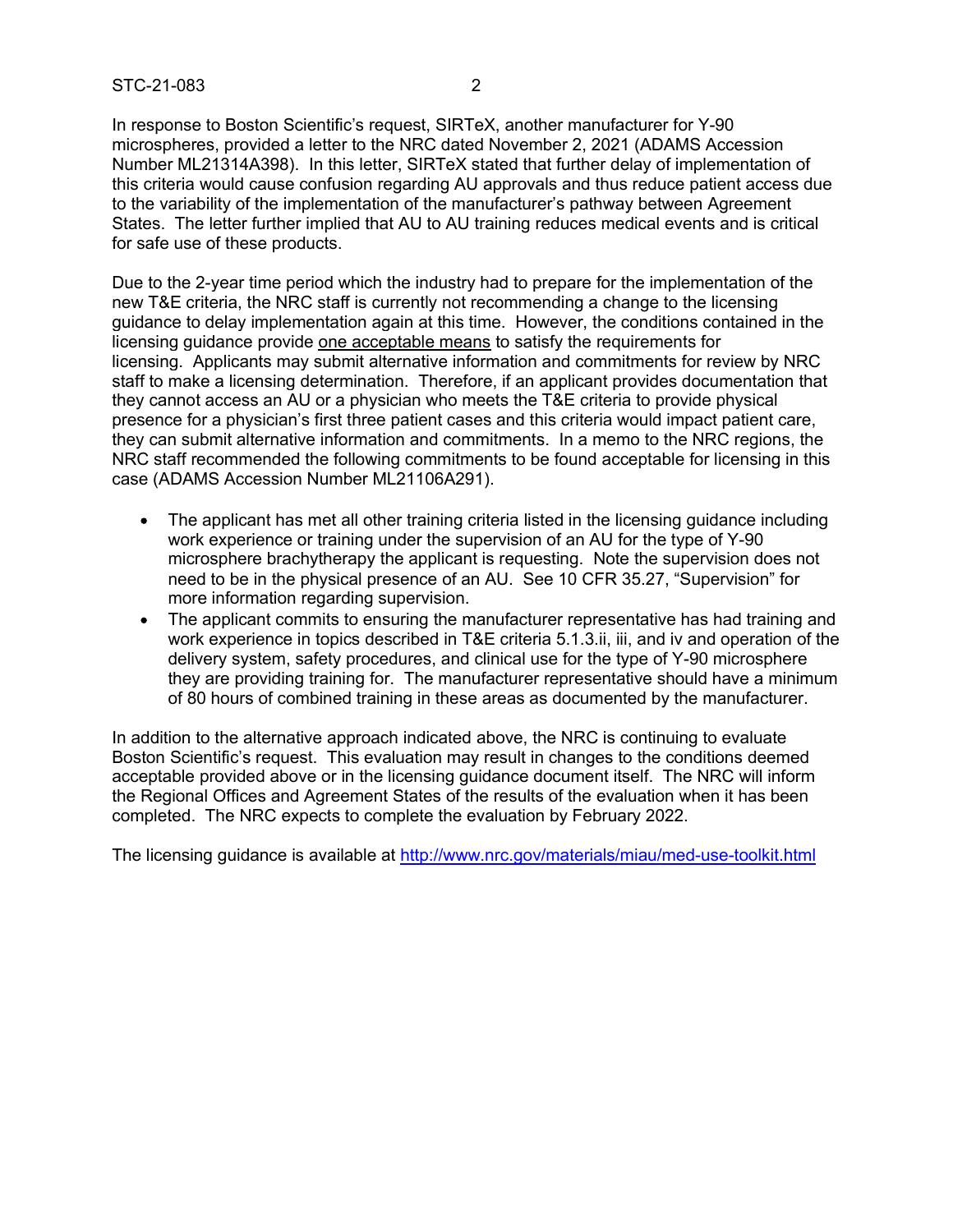In response to Boston Scientific's request, SIRTeX, another manufacturer for Y-90 microspheres, provided a letter to the NRC dated November 2, 2021 (ADAMS Accession Number ML21314A398). In this letter, SIRTeX stated that further delay of implementation of this criteria would cause confusion regarding AU approvals and thus reduce patient access due to the variability of the implementation of the manufacturer's pathway between Agreement States. The letter further implied that AU to AU training reduces medical events and is critical for safe use of these products.

Due to the 2-year time period which the industry had to prepare for the implementation of the new T&E criteria, the NRC staff is currently not recommending a change to the licensing guidance to delay implementation again at this time. However, the conditions contained in the licensing guidance provide one acceptable means to satisfy the requirements for licensing. Applicants may submit alternative information and commitments for review by NRC staff to make a licensing determination. Therefore, if an applicant provides documentation that they cannot access an AU or a physician who meets the T&E criteria to provide physical presence for a physician's first three patient cases and this criteria would impact patient care, they can submit alternative information and commitments. In a memo to the NRC regions, the NRC staff recommended the following commitments to be found acceptable for licensing in this case (ADAMS Accession Number ML21106A291).

- The applicant has met all other training criteria listed in the licensing guidance including work experience or training under the supervision of an AU for the type of Y-90 microsphere brachytherapy the applicant is requesting. Note the supervision does not need to be in the physical presence of an AU. See 10 CFR 35.27, "Supervision" for more information regarding supervision.
- The applicant commits to ensuring the manufacturer representative has had training and work experience in topics described in T&E criteria 5.1.3.ii, iii, and iv and operation of the delivery system, safety procedures, and clinical use for the type of Y-90 microsphere they are providing training for. The manufacturer representative should have a minimum of 80 hours of combined training in these areas as documented by the manufacturer.

In addition to the alternative approach indicated above, the NRC is continuing to evaluate Boston Scientific's request. This evaluation may result in changes to the conditions deemed acceptable provided above or in the licensing guidance document itself. The NRC will inform the Regional Offices and Agreement States of the results of the evaluation when it has been completed. The NRC expects to complete the evaluation by February 2022.

The licensing guidance is available at http://www.nrc.gov/materials/miau/med-use-toolkit.html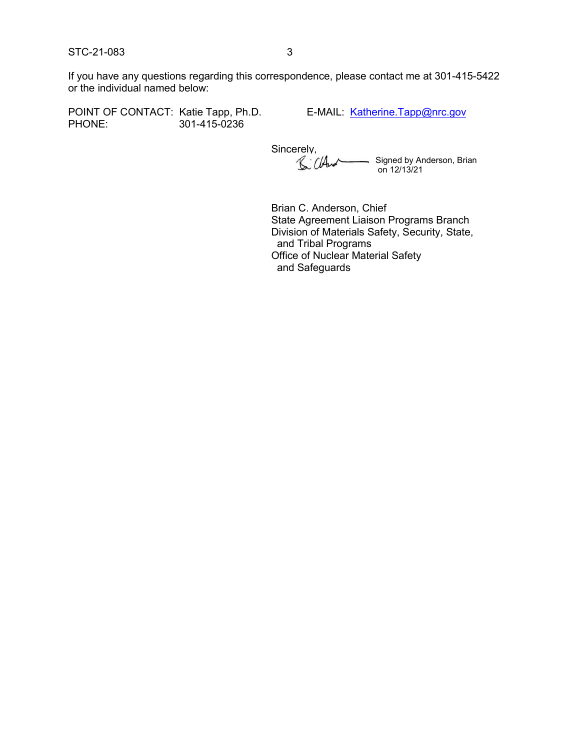If you have any questions regarding this correspondence, please contact me at 301-415-5422 or the individual named below:

POINT OF CONTACT: Katie Tapp, Ph.D. E-MAIL: Katherine.Tapp@nrc.gov
PHONE: 301-415-0236

Sincerely,

Signed by Anderson, Brian on 12/13/21

Brian C. Anderson, Chief
State Agreement Liaison Programs Branch
Division of Materials Safety, Security, State, and Tribal Programs
Office of Nuclear Material Safety and Safeguards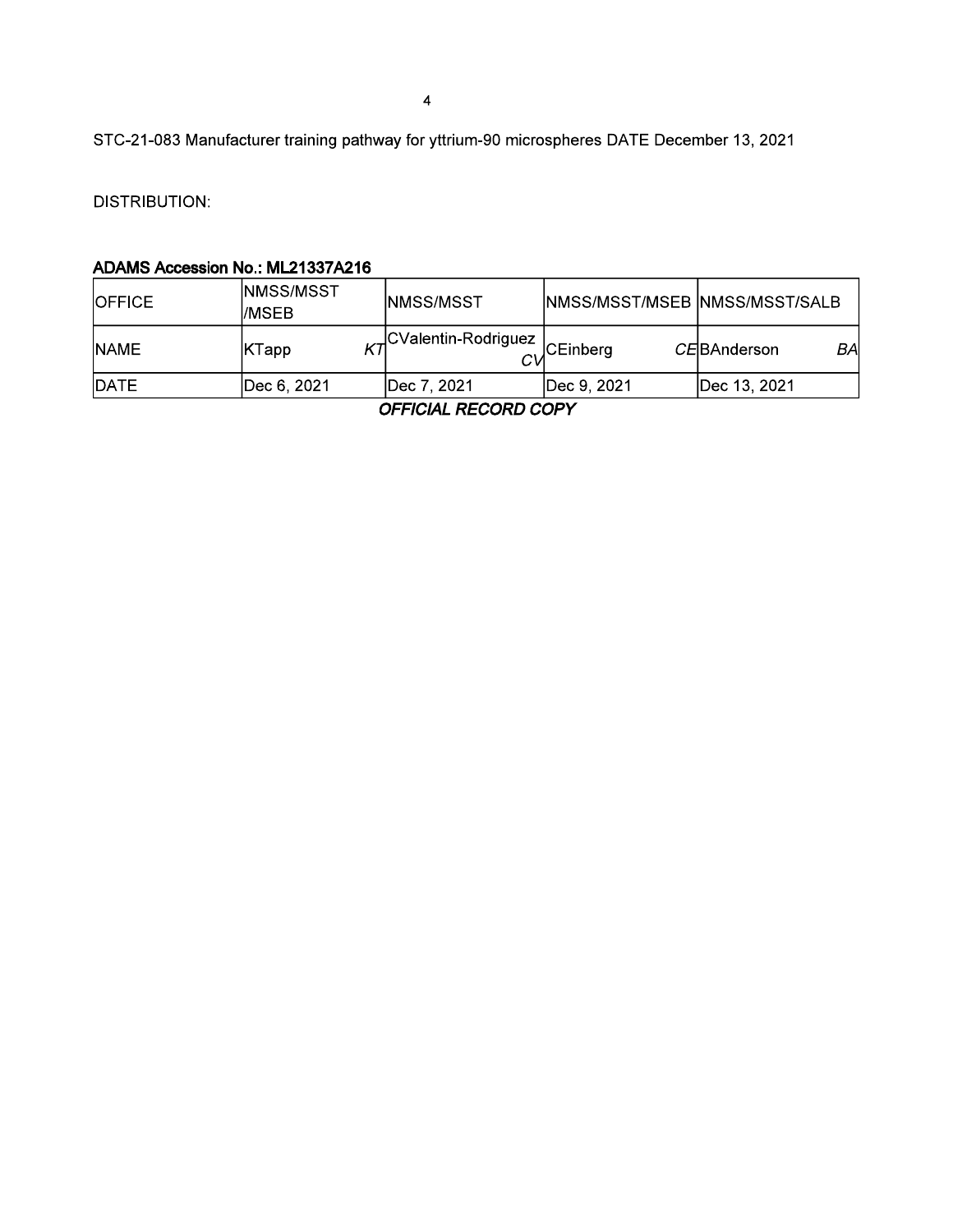STC-21-083 Manufacturer training pathway for yttrium-90 microspheres DATE December 13, 2021

DISTRIBUTION:

**ADAMS Accession No.: ML21337A216**

| OFFICE | NMSS/MSST /MSEB | NMSS/MSST | NMSS/MSST/MSEB | NMSS/MSST/SALB |
|---|---|---|---|---|
| NAME | KTapp *KT* | CValentin-Rodriguez *CV* | CEinberg *CE* | BAnderson *BA* |
| DATE | Dec 6, 2021 | Dec 7, 2021 | Dec 9, 2021 | Dec 13, 2021 |

***OFFICIAL RECORD COPY***